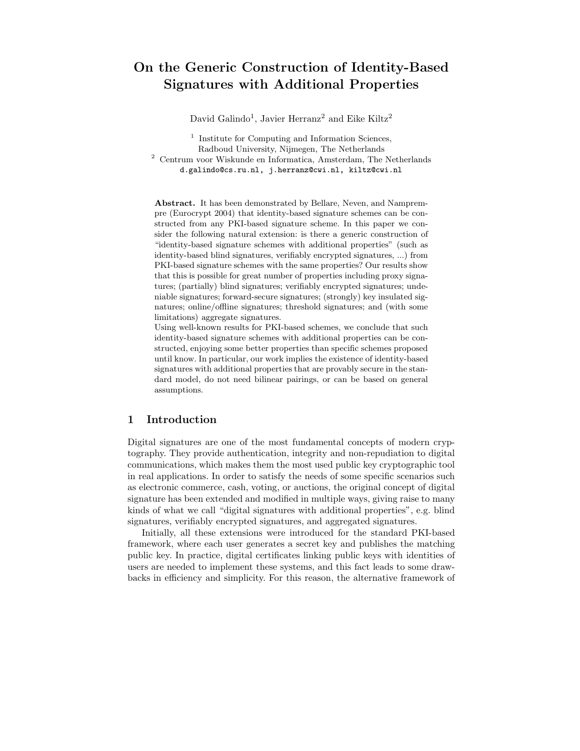# On the Generic Construction of Identity-Based Signatures with Additional Properties

David Galindo[1], Javier Herranz[2] and Eike Kiltz[2]

[1] Institute for Computing and Information Sciences, Radboud University, Nijmegen, The Netherlands
[2] Centrum voor Wiskunde en Informatica, Amsterdam, The Netherlands

d.galindo@cs.ru.nl, j.herranz@cwi.nl, kiltz@cwi.nl

**Abstract.** It has been demonstrated by Bellare, Neven, and Namprempre (Eurocrypt 2004) that identity-based signature schemes can be constructed from any PKI-based signature scheme. In this paper we consider the following natural extension: is there a generic construction of "identity-based signature schemes with additional properties" (such as identity-based blind signatures, verifiably encrypted signatures, ...) from PKI-based signature schemes with the same properties? Our results show that this is possible for great number of properties including proxy signatures; (partially) blind signatures; verifiably encrypted signatures; undeniable signatures; forward-secure signatures; (strongly) key insulated signatures; online/offline signatures; threshold signatures; and (with some limitations) aggregate signatures.

Using well-known results for PKI-based schemes, we conclude that such identity-based signature schemes with additional properties can be constructed, enjoying some better properties than specific schemes proposed until know. In particular, our work implies the existence of identity-based signatures with additional properties that are provably secure in the standard model, do not need bilinear pairings, or can be based on general assumptions.

## 1 Introduction

Digital signatures are one of the most fundamental concepts of modern cryptography. They provide authentication, integrity and non-repudiation to digital communications, which makes them the most used public key cryptographic tool in real applications. In order to satisfy the needs of some specific scenarios such as electronic commerce, cash, voting, or auctions, the original concept of digital signature has been extended and modified in multiple ways, giving raise to many kinds of what we call "digital signatures with additional properties", e.g. blind signatures, verifiably encrypted signatures, and aggregated signatures.

Initially, all these extensions were introduced for the standard PKI-based framework, where each user generates a secret key and publishes the matching public key. In practice, digital certificates linking public keys with identities of users are needed to implement these systems, and this fact leads to some drawbacks in efficiency and simplicity. For this reason, the alternative framework of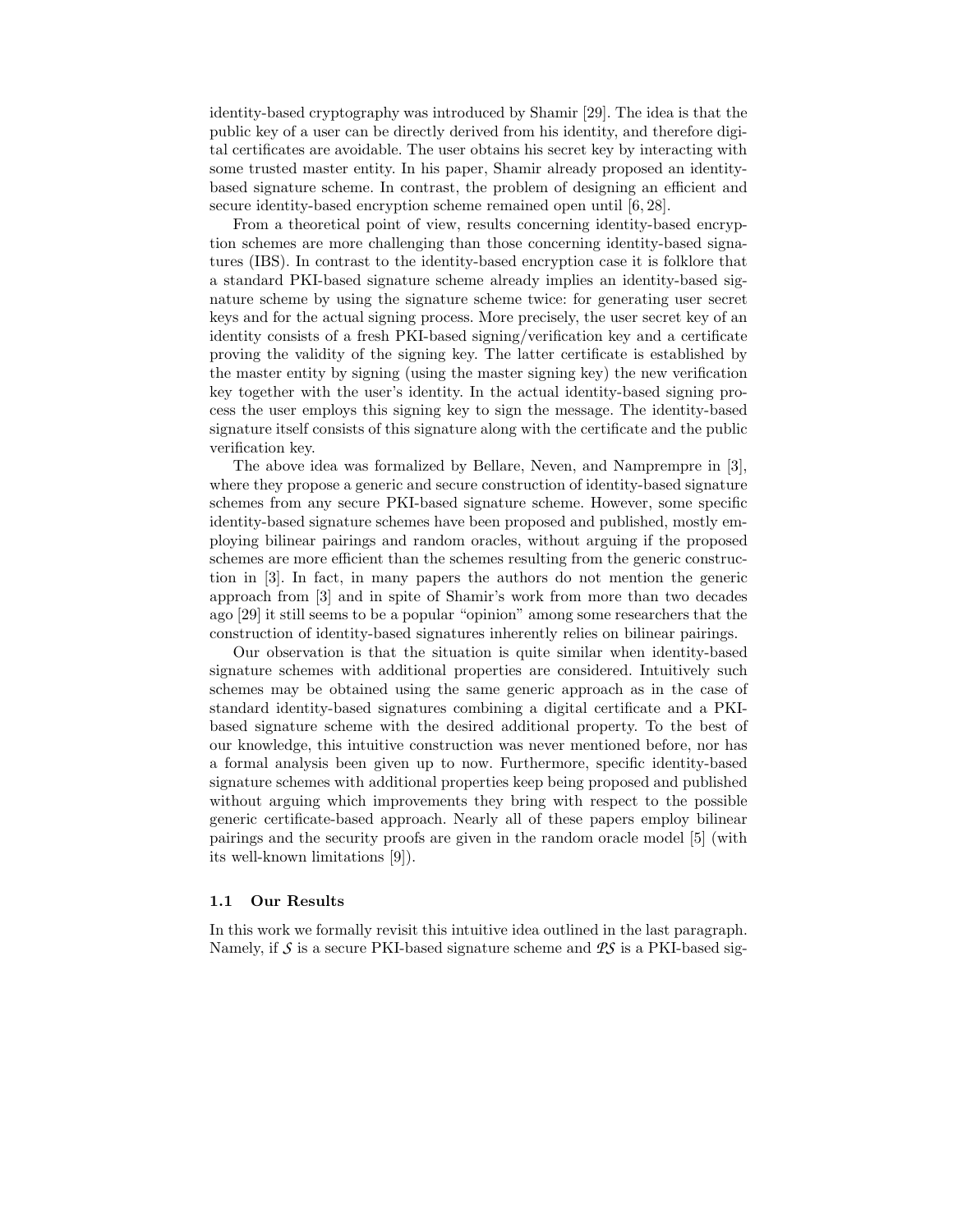identity-based cryptography was introduced by Shamir [29]. The idea is that the public key of a user can be directly derived from his identity, and therefore digital certificates are avoidable. The user obtains his secret key by interacting with some trusted master entity. In his paper, Shamir already proposed an identity-based signature scheme. In contrast, the problem of designing an efficient and secure identity-based encryption scheme remained open until [6, 28].

From a theoretical point of view, results concerning identity-based encryption schemes are more challenging than those concerning identity-based signatures (IBS). In contrast to the identity-based encryption case it is folklore that a standard PKI-based signature scheme already implies an identity-based signature scheme by using the signature scheme twice: for generating user secret keys and for the actual signing process. More precisely, the user secret key of an identity consists of a fresh PKI-based signing/verification key and a certificate proving the validity of the signing key. The latter certificate is established by the master entity by signing (using the master signing key) the new verification key together with the user's identity. In the actual identity-based signing process the user employs this signing key to sign the message. The identity-based signature itself consists of this signature along with the certificate and the public verification key.

The above idea was formalized by Bellare, Neven, and Namprempre in [3], where they propose a generic and secure construction of identity-based signature schemes from any secure PKI-based signature scheme. However, some specific identity-based signature schemes have been proposed and published, mostly employing bilinear pairings and random oracles, without arguing if the proposed schemes are more efficient than the schemes resulting from the generic construction in [3]. In fact, in many papers the authors do not mention the generic approach from [3] and in spite of Shamir's work from more than two decades ago [29] it still seems to be a popular "opinion" among some researchers that the construction of identity-based signatures inherently relies on bilinear pairings.

Our observation is that the situation is quite similar when identity-based signature schemes with additional properties are considered. Intuitively such schemes may be obtained using the same generic approach as in the case of standard identity-based signatures combining a digital certificate and a PKI-based signature scheme with the desired additional property. To the best of our knowledge, this intuitive construction was never mentioned before, nor has a formal analysis been given up to now. Furthermore, specific identity-based signature schemes with additional properties keep being proposed and published without arguing which improvements they bring with respect to the possible generic certificate-based approach. Nearly all of these papers employ bilinear pairings and the security proofs are given in the random oracle model [5] (with its well-known limitations [9]).

### 1.1 Our Results

In this work we formally revisit this intuitive idea outlined in the last paragraph. Namely, if $\mathcal{S}$ is a secure PKI-based signature scheme and $\mathcal{PS}$ is a PKI-based sig-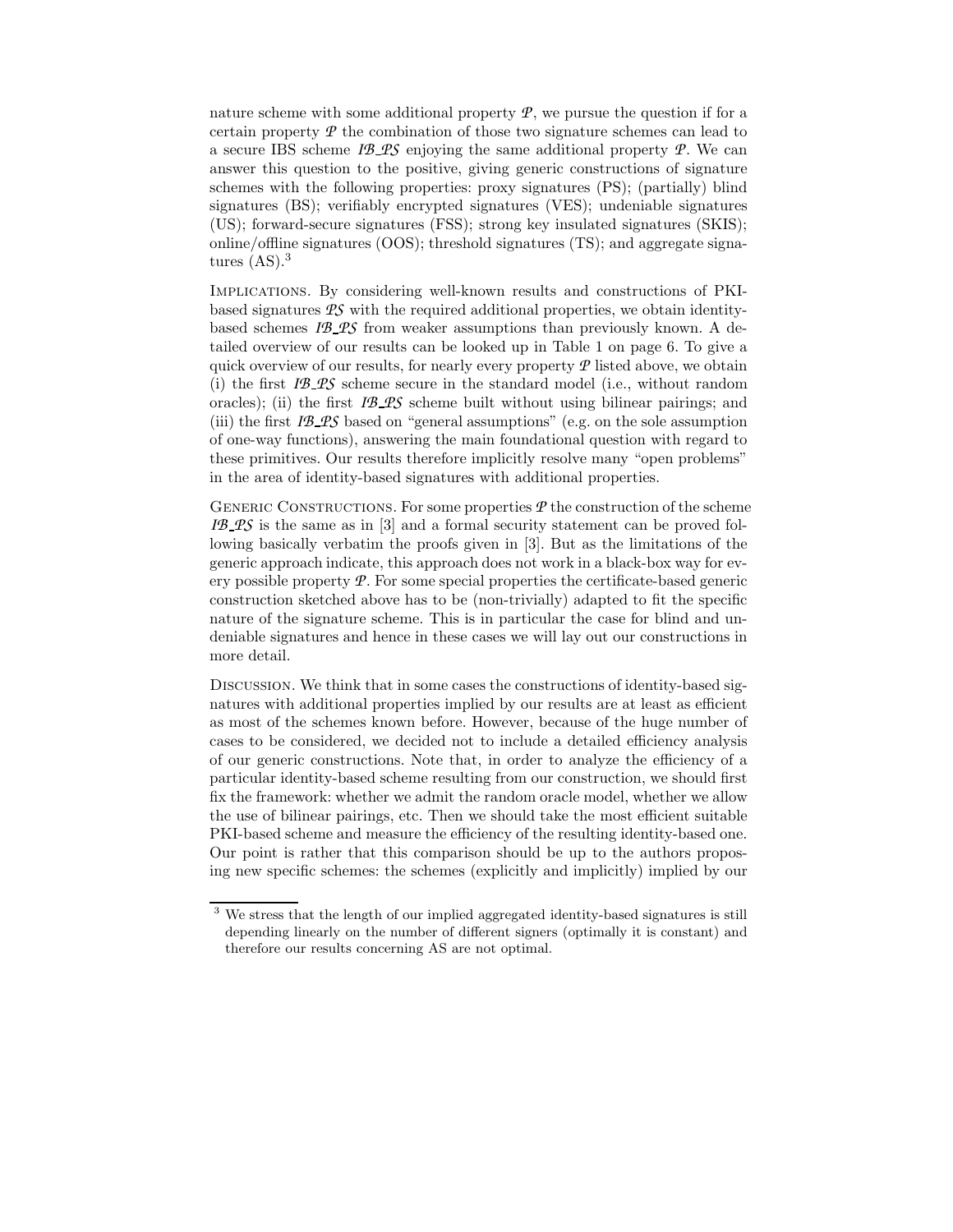nature scheme with some additional property $\mathcal{P}$, we pursue the question if for a certain property $\mathcal{P}$ the combination of those two signature schemes can lead to a secure IBS scheme $\mathcal{IB\_PS}$ enjoying the same additional property $\mathcal{P}$. We can answer this question to the positive, giving generic constructions of signature schemes with the following properties: proxy signatures (PS); (partially) blind signatures (BS); verifiably encrypted signatures (VES); undeniable signatures (US); forward-secure signatures (FSS); strong key insulated signatures (SKIS); online/offline signatures (OOS); threshold signatures (TS); and aggregate signatures (AS).[3]

Implications. By considering well-known results and constructions of PKI-based signatures $\mathcal{PS}$ with the required additional properties, we obtain identity-based schemes $\mathcal{IB\_PS}$ from weaker assumptions than previously known. A detailed overview of our results can be looked up in Table 1 on page 6. To give a quick overview of our results, for nearly every property $\mathcal{P}$ listed above, we obtain (i) the first $\mathcal{IB\_PS}$ scheme secure in the standard model (i.e., without random oracles); (ii) the first $\mathcal{IB\_PS}$ scheme built without using bilinear pairings; and (iii) the first $\mathcal{IB\_PS}$ based on "general assumptions" (e.g. on the sole assumption of one-way functions), answering the main foundational question with regard to these primitives. Our results therefore implicitly resolve many "open problems" in the area of identity-based signatures with additional properties.

Generic Constructions. For some properties $\mathcal{P}$ the construction of the scheme $\mathcal{IB\_PS}$ is the same as in [3] and a formal security statement can be proved following basically verbatim the proofs given in [3]. But as the limitations of the generic approach indicate, this approach does not work in a black-box way for every possible property $\mathcal{P}$. For some special properties the certificate-based generic construction sketched above has to be (non-trivially) adapted to fit the specific nature of the signature scheme. This is in particular the case for blind and undeniable signatures and hence in these cases we will lay out our constructions in more detail.

Discussion. We think that in some cases the constructions of identity-based signatures with additional properties implied by our results are at least as efficient as most of the schemes known before. However, because of the huge number of cases to be considered, we decided not to include a detailed efficiency analysis of our generic constructions. Note that, in order to analyze the efficiency of a particular identity-based scheme resulting from our construction, we should first fix the framework: whether we admit the random oracle model, whether we allow the use of bilinear pairings, etc. Then we should take the most efficient suitable PKI-based scheme and measure the efficiency of the resulting identity-based one. Our point is rather that this comparison should be up to the authors proposing new specific schemes: the schemes (explicitly and implicitly) implied by our

[3] We stress that the length of our implied aggregated identity-based signatures is still depending linearly on the number of different signers (optimally it is constant) and therefore our results concerning AS are not optimal.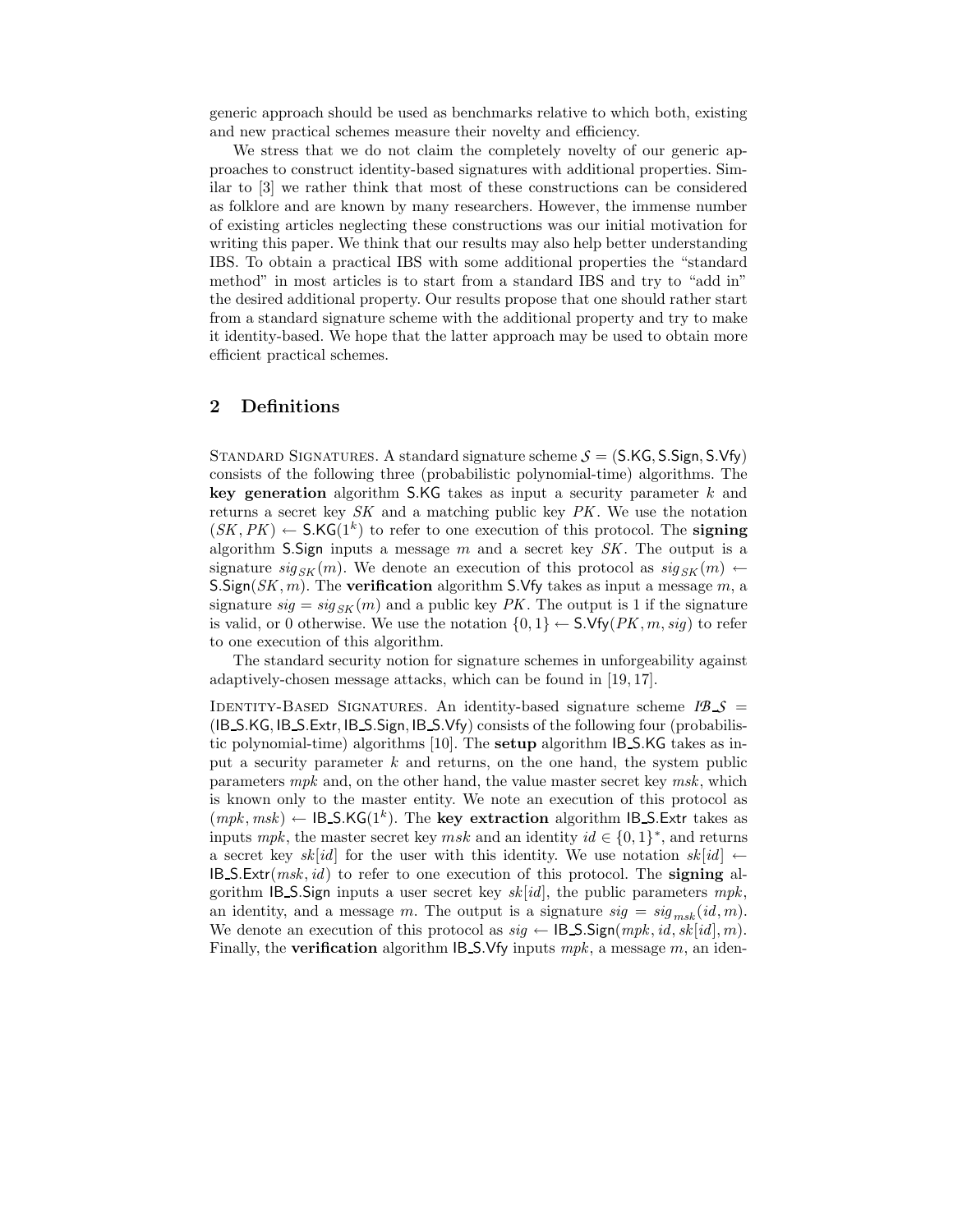generic approach should be used as benchmarks relative to which both, existing and new practical schemes measure their novelty and efficiency.

We stress that we do not claim the completely novelty of our generic approaches to construct identity-based signatures with additional properties. Similar to [3] we rather think that most of these constructions can be considered as folklore and are known by many researchers. However, the immense number of existing articles neglecting these constructions was our initial motivation for writing this paper. We think that our results may also help better understanding IBS. To obtain a practical IBS with some additional properties the "standard method" in most articles is to start from a standard IBS and try to "add in" the desired additional property. Our results propose that one should rather start from a standard signature scheme with the additional property and try to make it identity-based. We hope that the latter approach may be used to obtain more efficient practical schemes.

## 2 Definitions

Standard Signatures. A standard signature scheme $\mathcal{S} = (\mathsf{S.KG}, \mathsf{S.Sign}, \mathsf{S.Vfy})$ consists of the following three (probabilistic polynomial-time) algorithms. The **key generation** algorithm $\mathsf{S.KG}$ takes as input a security parameter $k$ and returns a secret key $SK$ and a matching public key $PK$. We use the notation $(SK, PK) \leftarrow \mathsf{S.KG}(1^k)$ to refer to one execution of this protocol. The **signing** algorithm $\mathsf{S.Sign}$ inputs a message $m$ and a secret key $SK$. The output is a signature $sig_{SK}(m)$. We denote an execution of this protocol as $sig_{SK}(m) \leftarrow \mathsf{S.Sign}(SK, m)$. The **verification** algorithm $\mathsf{S.Vfy}$ takes as input a message $m$, a signature $sig = sig_{SK}(m)$ and a public key $PK$. The output is 1 if the signature is valid, or 0 otherwise. We use the notation $\{0, 1\} \leftarrow \mathsf{S.Vfy}(PK, m, sig)$ to refer to one execution of this algorithm.

The standard security notion for signature schemes in unforgeability against adaptively-chosen message attacks, which can be found in [19, 17].

Identity-Based Signatures. An identity-based signature scheme $\mathcal{IB\_S} = (\mathsf{IB\_S.KG}, \mathsf{IB\_S.Extr}, \mathsf{IB\_S.Sign}, \mathsf{IB\_S.Vfy})$ consists of the following four (probabilistic polynomial-time) algorithms [10]. The **setup** algorithm $\mathsf{IB\_S.KG}$ takes as input a security parameter $k$ and returns, on the one hand, the system public parameters $mpk$ and, on the other hand, the value master secret key $msk$, which is known only to the master entity. We note an execution of this protocol as $(mpk, msk) \leftarrow \mathsf{IB\_S.KG}(1^k)$. The **key extraction** algorithm $\mathsf{IB\_S.Extr}$ takes as inputs $mpk$, the master secret key $msk$ and an identity $id \in \{0, 1\}^*$, and returns a secret key $sk[id]$ for the user with this identity. We use notation $sk[id] \leftarrow \mathsf{IB\_S.Extr}(msk, id)$ to refer to one execution of this protocol. The **signing** algorithm $\mathsf{IB\_S.Sign}$ inputs a user secret key $sk[id]$, the public parameters $mpk$, an identity, and a message $m$. The output is a signature $sig = sig_{msk}(id, m)$. We denote an execution of this protocol as $sig \leftarrow \mathsf{IB\_S.Sign}(mpk, id, sk[id], m)$. Finally, the **verification** algorithm $\mathsf{IB\_S.Vfy}$ inputs $mpk$, a message $m$, an iden-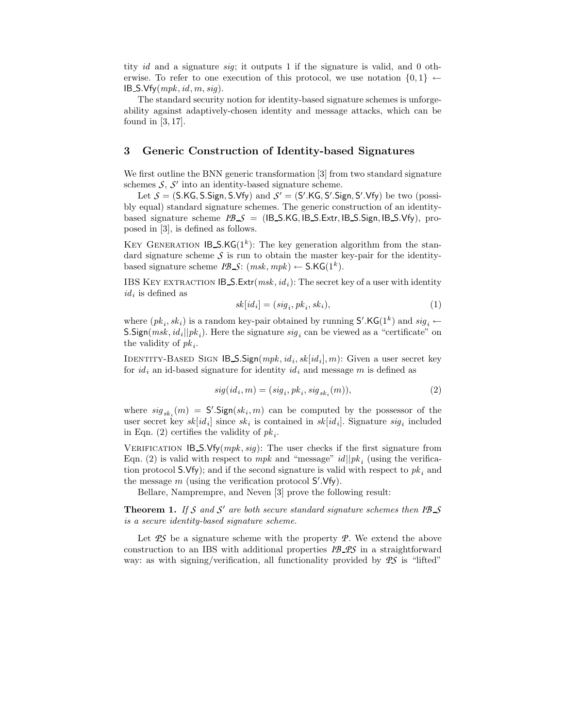tity $id$ and a signature $sig$; it outputs 1 if the signature is valid, and 0 otherwise. To refer to one execution of this protocol, we use notation $\{0,1\} \leftarrow \mathsf{IB\_S.Vfy}(mpk, id, m, sig)$.

The standard security notion for identity-based signature schemes is unforgeability against adaptively-chosen identity and message attacks, which can be found in [3, 17].

## 3 Generic Construction of Identity-based Signatures

We first outline the BNN generic transformation [3] from two standard signature schemes $\mathcal{S}$, $\mathcal{S}'$ into an identity-based signature scheme.

Let $\mathcal{S} = (\mathsf{S.KG}, \mathsf{S.Sign}, \mathsf{S.Vfy})$ and $\mathcal{S}' = (\mathsf{S'.KG}, \mathsf{S'.Sign}, \mathsf{S'.Vfy})$ be two (possibly equal) standard signature schemes. The generic construction of an identity-based signature scheme $\mathcal{IB\_S} = (\mathsf{IB\_S.KG}, \mathsf{IB\_S.Extr}, \mathsf{IB\_S.Sign}, \mathsf{IB\_S.Vfy})$, proposed in [3], is defined as follows.

Key Generation $\mathsf{IB\_S.KG}(1^k)$: The key generation algorithm from the standard signature scheme $\mathcal{S}$ is run to obtain the master key-pair for the identity-based signature scheme $\mathcal{IB\_S}$: $(msk, mpk) \leftarrow \mathsf{S.KG}(1^k)$.

IBS Key extraction $\mathsf{IB\_S.Extr}(msk, id_i)$: The secret key of a user with identity $id_i$ is defined as

$$sk[id_i] = (sig_i, pk_i, sk_i), \tag{1}$$

where $(pk_i, sk_i)$ is a random key-pair obtained by running $\mathsf{S'.KG}(1^k)$ and $sig_i \leftarrow \mathsf{S.Sign}(msk, id_i || pk_i)$. Here the signature $sig_i$ can be viewed as a "certificate" on the validity of $pk_i$.

Identity-Based Sign $\mathsf{IB\_S.Sign}(mpk, id_i, sk[id_i], m)$: Given a user secret key for $id_i$ an id-based signature for identity $id_i$ and message $m$ is defined as

$$sig(id_i, m) = (sig_i, pk_i, sig_{sk_i}(m)), \tag{2}$$

where $sig_{sk_i}(m) = \mathsf{S'.Sign}(sk_i, m)$ can be computed by the possessor of the user secret key $sk[id_i]$ since $sk_i$ is contained in $sk[id_i]$. Signature $sig_i$ included in Eqn. (2) certifies the validity of $pk_i$.

Verification $\mathsf{IB\_S.Vfy}(mpk, sig)$: The user checks if the first signature from Eqn. (2) is valid with respect to $mpk$ and "message" $id || pk_i$ (using the verification protocol $\mathsf{S.Vfy}$); and if the second signature is valid with respect to $pk_i$ and the message $m$ (using the verification protocol $\mathsf{S'.Vfy}$).

Bellare, Namprempre, and Neven [3] prove the following result:

**Theorem 1.** *If $\mathcal{S}$ and $\mathcal{S}'$ are both secure standard signature schemes then $\mathcal{IB\_S}$ is a secure identity-based signature scheme.*

Let $\mathcal{PS}$ be a signature scheme with the property $\mathcal{P}$. We extend the above construction to an IBS with additional properties $\mathcal{IB\_PS}$ in a straightforward way: as with signing/verification, all functionality provided by $\mathcal{PS}$ is "lifted"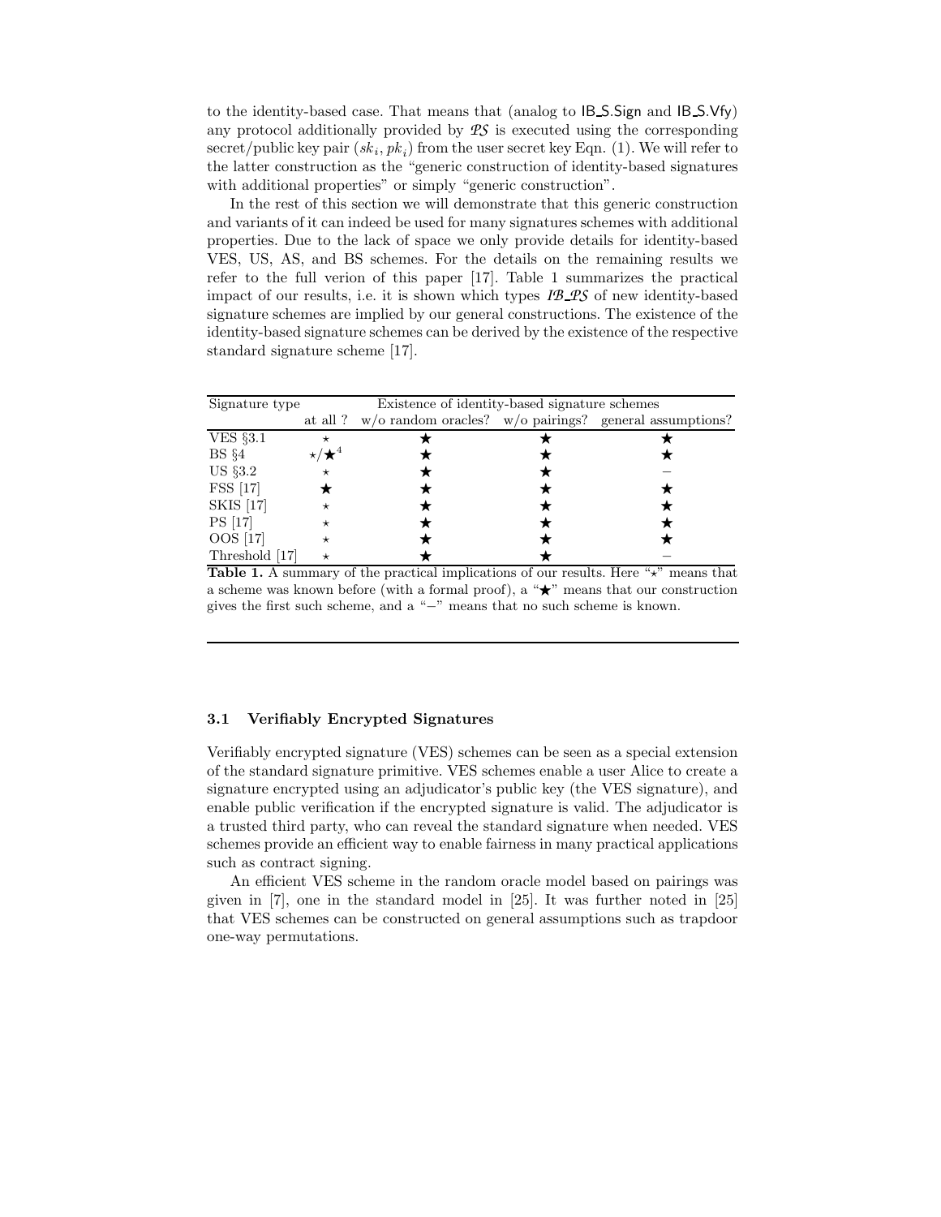to the identity-based case. That means that (analog to IB_S.Sign and IB_S.Vfy) any protocol additionally provided by *PS* is executed using the corresponding secret/public key pair $(sk_i, pk_i)$ from the user secret key Eqn. (1). We will refer to the latter construction as the "generic construction of identity-based signatures with additional properties" or simply "generic construction".

In the rest of this section we will demonstrate that this generic construction and variants of it can indeed be used for many signatures schemes with additional properties. Due to the lack of space we only provide details for identity-based VES, US, AS, and BS schemes. For the details on the remaining results we refer to the full verion of this paper [17]. Table 1 summarizes the practical impact of our results, i.e. it is shown which types *IB_PS* of new identity-based signature schemes are implied by our general constructions. The existence of the identity-based signature schemes can be derived by the existence of the respective standard signature scheme [17].

| Signature type | Existence of identity-based signature schemes | | | |
|---|---|---|---|---|
| | at all ? | w/o random oracles? | w/o pairings? | general assumptions? |
| VES §3.1 | ⋆ | ★ | ★ | ★ |
| BS §4 | ⋆/★[4] | ★ | ★ | ★ |
| US §3.2 | ⋆ | ★ | ★ | − |
| FSS [17] | ★ | ★ | ★ | ★ |
| SKIS [17] | ⋆ | ★ | ★ | ★ |
| PS [17] | ⋆ | ★ | ★ | ★ |
| OOS [17] | ⋆ | ★ | ★ | ★ |
| Threshold [17] | ⋆ | ★ | ★ | − |

**Table 1.** A summary of the practical implications of our results. Here "⋆" means that a scheme was known before (with a formal proof), a "★" means that our construction gives the first such scheme, and a "−" means that no such scheme is known.

### 3.1 Verifiably Encrypted Signatures

Verifiably encrypted signature (VES) schemes can be seen as a special extension of the standard signature primitive. VES schemes enable a user Alice to create a signature encrypted using an adjudicator's public key (the VES signature), and enable public verification if the encrypted signature is valid. The adjudicator is a trusted third party, who can reveal the standard signature when needed. VES schemes provide an efficient way to enable fairness in many practical applications such as contract signing.

An efficient VES scheme in the random oracle model based on pairings was given in [7], one in the standard model in [25]. It was further noted in [25] that VES schemes can be constructed on general assumptions such as trapdoor one-way permutations.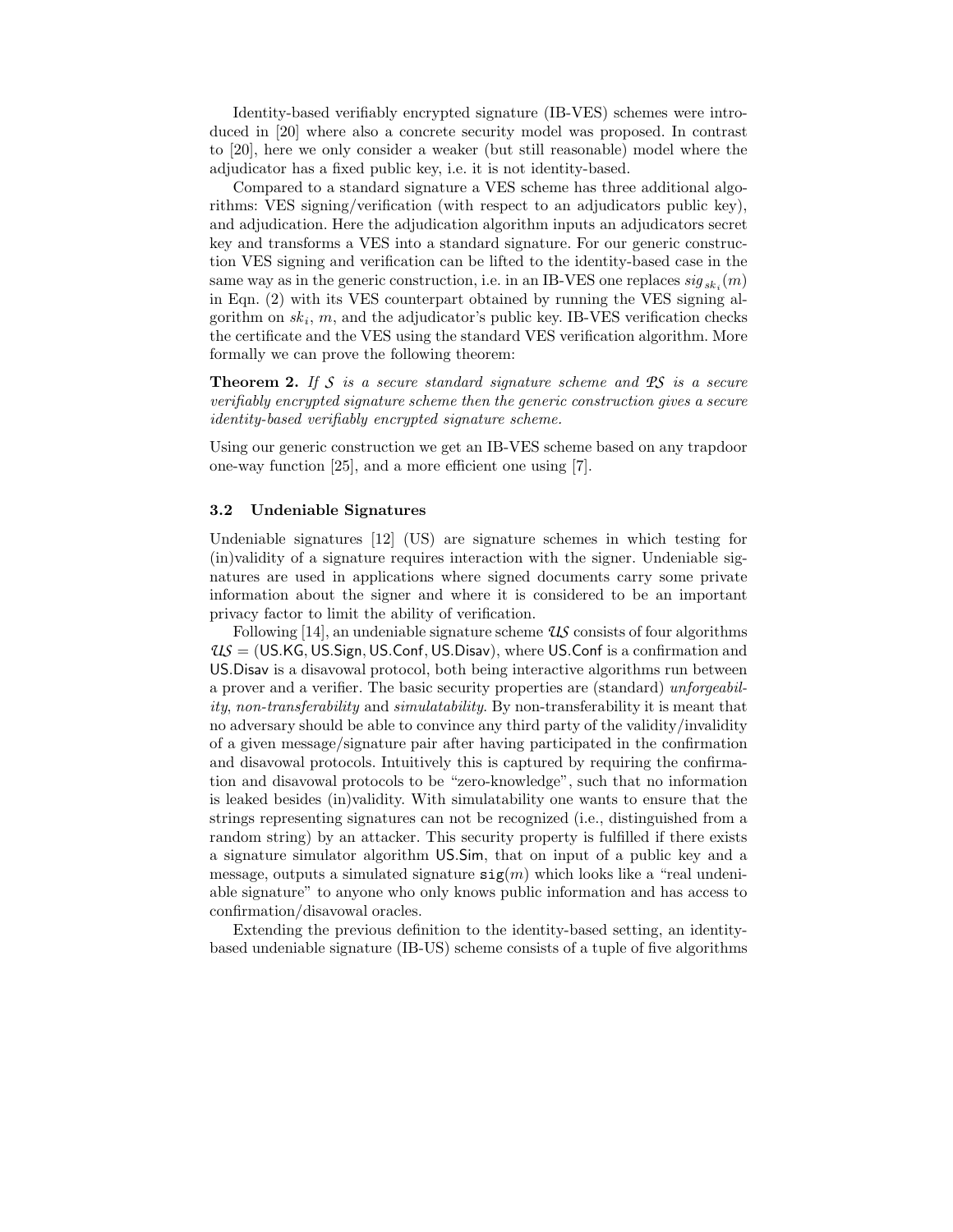Identity-based verifiably encrypted signature (IB-VES) schemes were introduced in [20] where also a concrete security model was proposed. In contrast to [20], here we only consider a weaker (but still reasonable) model where the adjudicator has a fixed public key, i.e. it is not identity-based.

Compared to a standard signature a VES scheme has three additional algorithms: VES signing/verification (with respect to an adjudicators public key), and adjudication. Here the adjudication algorithm inputs an adjudicators secret key and transforms a VES into a standard signature. For our generic construction VES signing and verification can be lifted to the identity-based case in the same way as in the generic construction, i.e. in an IB-VES one replaces $sig_{sk_i}(m)$ in Eqn. (2) with its VES counterpart obtained by running the VES signing algorithm on $sk_i$, $m$, and the adjudicator's public key. IB-VES verification checks the certificate and the VES using the standard VES verification algorithm. More formally we can prove the following theorem:

**Theorem 2.** *If $\mathcal{S}$ is a secure standard signature scheme and $\mathcal{PS}$ is a secure verifiably encrypted signature scheme then the generic construction gives a secure identity-based verifiably encrypted signature scheme.*

Using our generic construction we get an IB-VES scheme based on any trapdoor one-way function [25], and a more efficient one using [7].

### 3.2 Undeniable Signatures

Undeniable signatures [12] (US) are signature schemes in which testing for (in)validity of a signature requires interaction with the signer. Undeniable signatures are used in applications where signed documents carry some private information about the signer and where it is considered to be an important privacy factor to limit the ability of verification.

Following [14], an undeniable signature scheme $\mathcal{US}$ consists of four algorithms $\mathcal{US} = (\mathsf{US.KG}, \mathsf{US.Sign}, \mathsf{US.Conf}, \mathsf{US.Disav})$, where $\mathsf{US.Conf}$ is a confirmation and $\mathsf{US.Disav}$ is a disavowal protocol, both being interactive algorithms run between a prover and a verifier. The basic security properties are (standard) *unforgeability*, *non-transferability* and *simulatability*. By non-transferability it is meant that no adversary should be able to convince any third party of the validity/invalidity of a given message/signature pair after having participated in the confirmation and disavowal protocols. Intuitively this is captured by requiring the confirmation and disavowal protocols to be "zero-knowledge", such that no information is leaked besides (in)validity. With simulatability one wants to ensure that the strings representing signatures can not be recognized (i.e., distinguished from a random string) by an attacker. This security property is fulfilled if there exists a signature simulator algorithm $\mathsf{US.Sim}$, that on input of a public key and a message, outputs a simulated signature $\mathsf{sig}(m)$ which looks like a "real undeniable signature" to anyone who only knows public information and has access to confirmation/disavowal oracles.

Extending the previous definition to the identity-based setting, an identity-based undeniable signature (IB-US) scheme consists of a tuple of five algorithms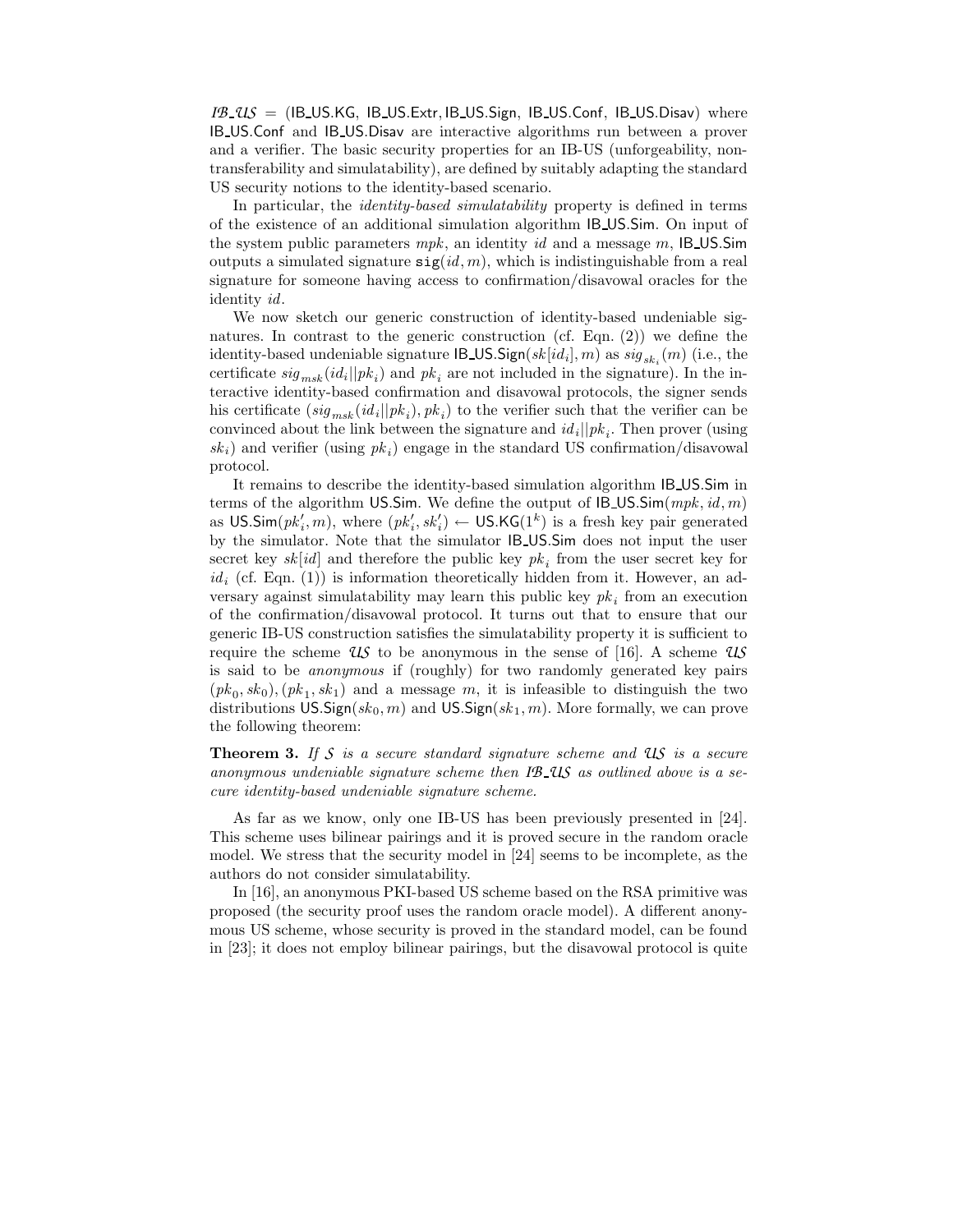$\mathcal{IB\_US}$ = (IB_US.KG, IB_US.Extr, IB_US.Sign, IB_US.Conf, IB_US.Disav) where IB_US.Conf and IB_US.Disav are interactive algorithms run between a prover and a verifier. The basic security properties for an IB-US (unforgeability, non-transferability and simulatability), are defined by suitably adapting the standard US security notions to the identity-based scenario.

In particular, the *identity-based simulatability* property is defined in terms of the existence of an additional simulation algorithm IB_US.Sim. On input of the system public parameters $mpk$, an identity $id$ and a message $m$, IB_US.Sim outputs a simulated signature $\mathtt{sig}(id, m)$, which is indistinguishable from a real signature for someone having access to confirmation/disavowal oracles for the identity $id$.

We now sketch our generic construction of identity-based undeniable signatures. In contrast to the generic construction (cf. Eqn. (2)) we define the identity-based undeniable signature IB_US.Sign$(sk[id_i], m)$ as $sig_{sk_i}(m)$ (i.e., the certificate $sig_{msk}(id_i||pk_i)$ and $pk_i$ are not included in the signature). In the interactive identity-based confirmation and disavowal protocols, the signer sends his certificate $(sig_{msk}(id_i||pk_i), pk_i)$ to the verifier such that the verifier can be convinced about the link between the signature and $id_i||pk_i$. Then prover (using $sk_i$) and verifier (using $pk_i$) engage in the standard US confirmation/disavowal protocol.

It remains to describe the identity-based simulation algorithm IB_US.Sim in terms of the algorithm US.Sim. We define the output of IB_US.Sim$(mpk, id, m)$ as US.Sim$(pk'_i, m)$, where $(pk'_i, sk'_i) \leftarrow$ US.KG$(1^k)$ is a fresh key pair generated by the simulator. Note that the simulator IB_US.Sim does not input the user secret key $sk[id]$ and therefore the public key $pk_i$ from the user secret key for $id_i$ (cf. Eqn. (1)) is information theoretically hidden from it. However, an adversary against simulatability may learn this public key $pk_i$ from an execution of the confirmation/disavowal protocol. It turns out that to ensure that our generic IB-US construction satisfies the simulatability property it is sufficient to require the scheme $\mathcal{US}$ to be anonymous in the sense of [16]. A scheme $\mathcal{US}$ is said to be *anonymous* if (roughly) for two randomly generated key pairs $(pk_0, sk_0), (pk_1, sk_1)$ and a message $m$, it is infeasible to distinguish the two distributions US.Sign$(sk_0, m)$ and US.Sign$(sk_1, m)$. More formally, we can prove the following theorem:

**Theorem 3.** *If $\mathcal{S}$ is a secure standard signature scheme and $\mathcal{US}$ is a secure anonymous undeniable signature scheme then $\mathcal{IB\_US}$ as outlined above is a secure identity-based undeniable signature scheme.*

As far as we know, only one IB-US has been previously presented in [24]. This scheme uses bilinear pairings and it is proved secure in the random oracle model. We stress that the security model in [24] seems to be incomplete, as the authors do not consider simulatability.

In [16], an anonymous PKI-based US scheme based on the RSA primitive was proposed (the security proof uses the random oracle model). A different anonymous US scheme, whose security is proved in the standard model, can be found in [23]; it does not employ bilinear pairings, but the disavowal protocol is quite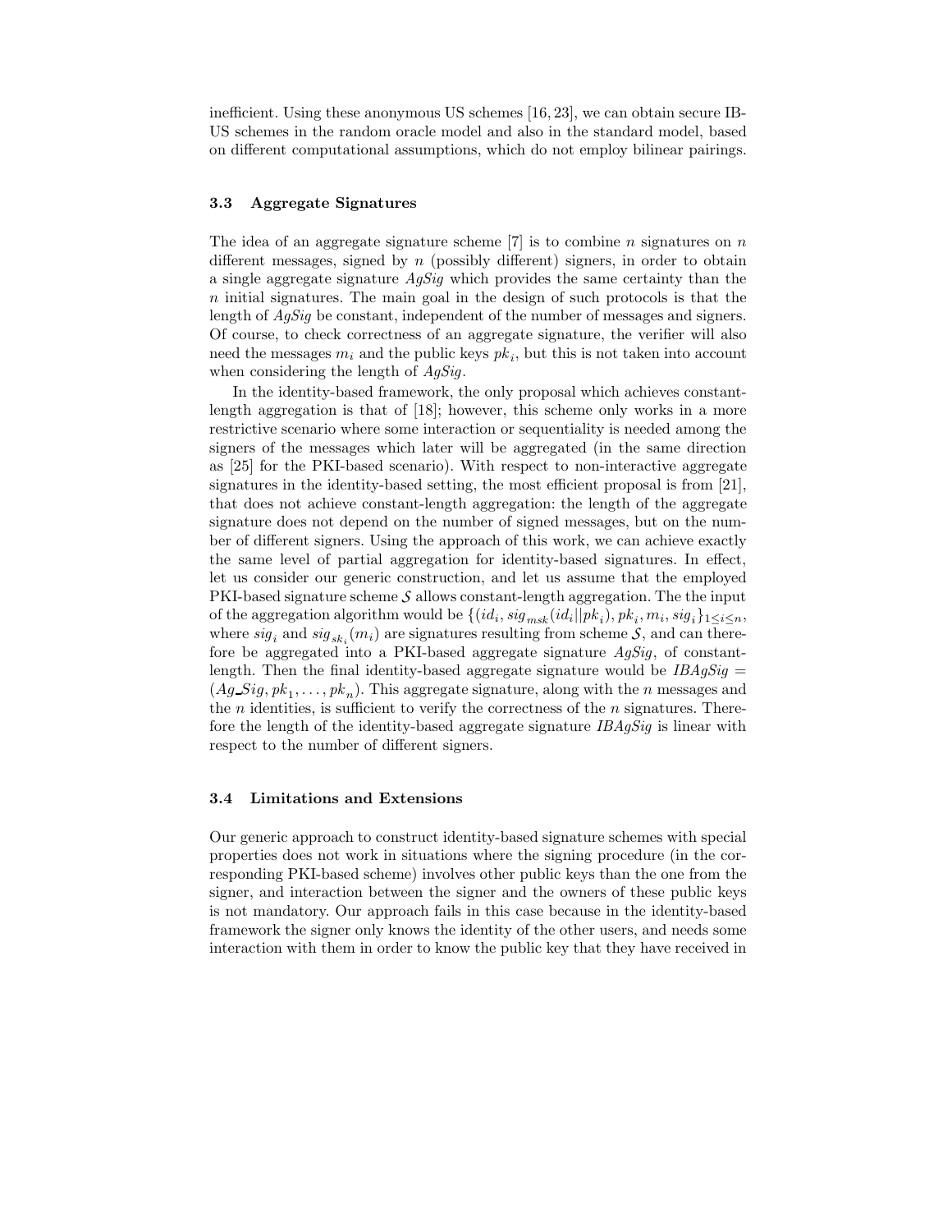inefficient. Using these anonymous US schemes [16, 23], we can obtain secure IB-US schemes in the random oracle model and also in the standard model, based on different computational assumptions, which do not employ bilinear pairings.

### 3.3 Aggregate Signatures

The idea of an aggregate signature scheme [7] is to combine $n$ signatures on $n$ different messages, signed by $n$ (possibly different) signers, in order to obtain a single aggregate signature *AgSig* which provides the same certainty than the $n$ initial signatures. The main goal in the design of such protocols is that the length of *AgSig* be constant, independent of the number of messages and signers. Of course, to check correctness of an aggregate signature, the verifier will also need the messages $m_i$ and the public keys $pk_i$, but this is not taken into account when considering the length of *AgSig*.

In the identity-based framework, the only proposal which achieves constant-length aggregation is that of [18]; however, this scheme only works in a more restrictive scenario where some interaction or sequentiality is needed among the signers of the messages which later will be aggregated (in the same direction as [25] for the PKI-based scenario). With respect to non-interactive aggregate signatures in the identity-based setting, the most efficient proposal is from [21], that does not achieve constant-length aggregation: the length of the aggregate signature does not depend on the number of signed messages, but on the number of different signers. Using the approach of this work, we can achieve exactly the same level of partial aggregation for identity-based signatures. In effect, let us consider our generic construction, and let us assume that the employed PKI-based signature scheme $\mathcal{S}$ allows constant-length aggregation. The the input of the aggregation algorithm would be $\{(id_i, sig_{msk}(id_i||pk_i), pk_i, m_i, sig_i\}_{1 \leq i \leq n}$, where $sig_i$ and $sig_{sk_i}(m_i)$ are signatures resulting from scheme $\mathcal{S}$, and can therefore be aggregated into a PKI-based aggregate signature *AgSig*, of constant-length. Then the final identity-based aggregate signature would be $IBAgSig = (Ag\_Sig, pk_1, \ldots, pk_n)$. This aggregate signature, along with the $n$ messages and the $n$ identities, is sufficient to verify the correctness of the $n$ signatures. Therefore the length of the identity-based aggregate signature *IBAgSig* is linear with respect to the number of different signers.

### 3.4 Limitations and Extensions

Our generic approach to construct identity-based signature schemes with special properties does not work in situations where the signing procedure (in the corresponding PKI-based scheme) involves other public keys than the one from the signer, and interaction between the signer and the owners of these public keys is not mandatory. Our approach fails in this case because in the identity-based framework the signer only knows the identity of the other users, and needs some interaction with them in order to know the public key that they have received in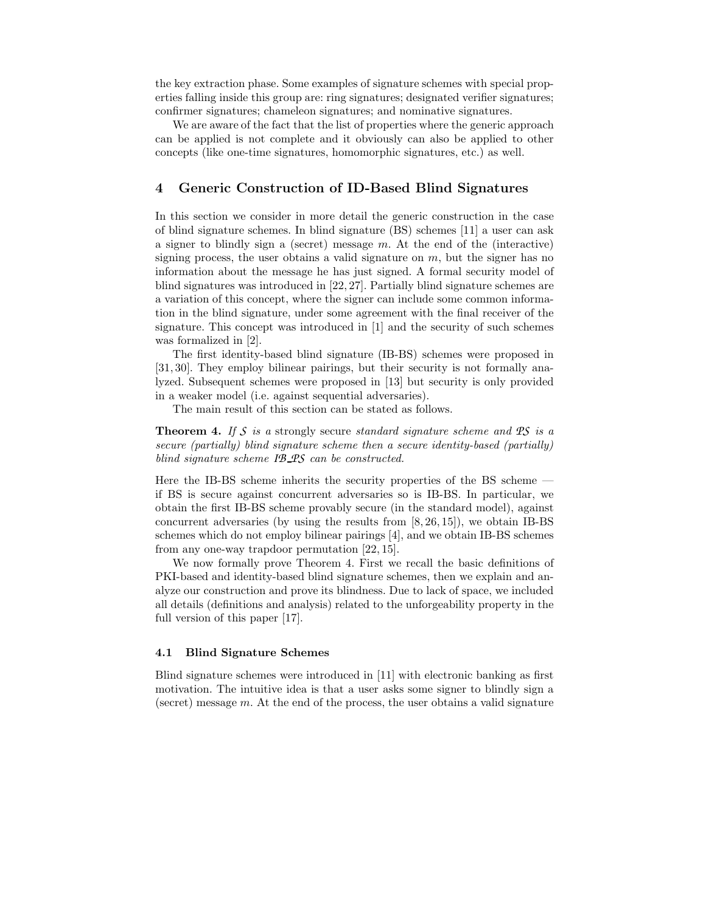the key extraction phase. Some examples of signature schemes with special properties falling inside this group are: ring signatures; designated verifier signatures; confirmer signatures; chameleon signatures; and nominative signatures.

We are aware of the fact that the list of properties where the generic approach can be applied is not complete and it obviously can also be applied to other concepts (like one-time signatures, homomorphic signatures, etc.) as well.

## 4 Generic Construction of ID-Based Blind Signatures

In this section we consider in more detail the generic construction in the case of blind signature schemes. In blind signature (BS) schemes [11] a user can ask a signer to blindly sign a (secret) message $m$. At the end of the (interactive) signing process, the user obtains a valid signature on $m$, but the signer has no information about the message he has just signed. A formal security model of blind signatures was introduced in [22, 27]. Partially blind signature schemes are a variation of this concept, where the signer can include some common information in the blind signature, under some agreement with the final receiver of the signature. This concept was introduced in [1] and the security of such schemes was formalized in [2].

The first identity-based blind signature (IB-BS) schemes were proposed in [31, 30]. They employ bilinear pairings, but their security is not formally analyzed. Subsequent schemes were proposed in [13] but security is only provided in a weaker model (i.e. against sequential adversaries).

The main result of this section can be stated as follows.

**Theorem 4.** *If $\mathcal{S}$ is a* strongly secure *standard signature scheme and $\mathcal{PS}$ is a secure (partially) blind signature scheme then a secure identity-based (partially) blind signature scheme $\mathcal{IB\_PS}$ can be constructed.*

Here the IB-BS scheme inherits the security properties of the BS scheme — if BS is secure against concurrent adversaries so is IB-BS. In particular, we obtain the first IB-BS scheme provably secure (in the standard model), against concurrent adversaries (by using the results from [8, 26, 15]), we obtain IB-BS schemes which do not employ bilinear pairings [4], and we obtain IB-BS schemes from any one-way trapdoor permutation [22, 15].

We now formally prove Theorem 4. First we recall the basic definitions of PKI-based and identity-based blind signature schemes, then we explain and analyze our construction and prove its blindness. Due to lack of space, we included all details (definitions and analysis) related to the unforgeability property in the full version of this paper [17].

### 4.1 Blind Signature Schemes

Blind signature schemes were introduced in [11] with electronic banking as first motivation. The intuitive idea is that a user asks some signer to blindly sign a (secret) message $m$. At the end of the process, the user obtains a valid signature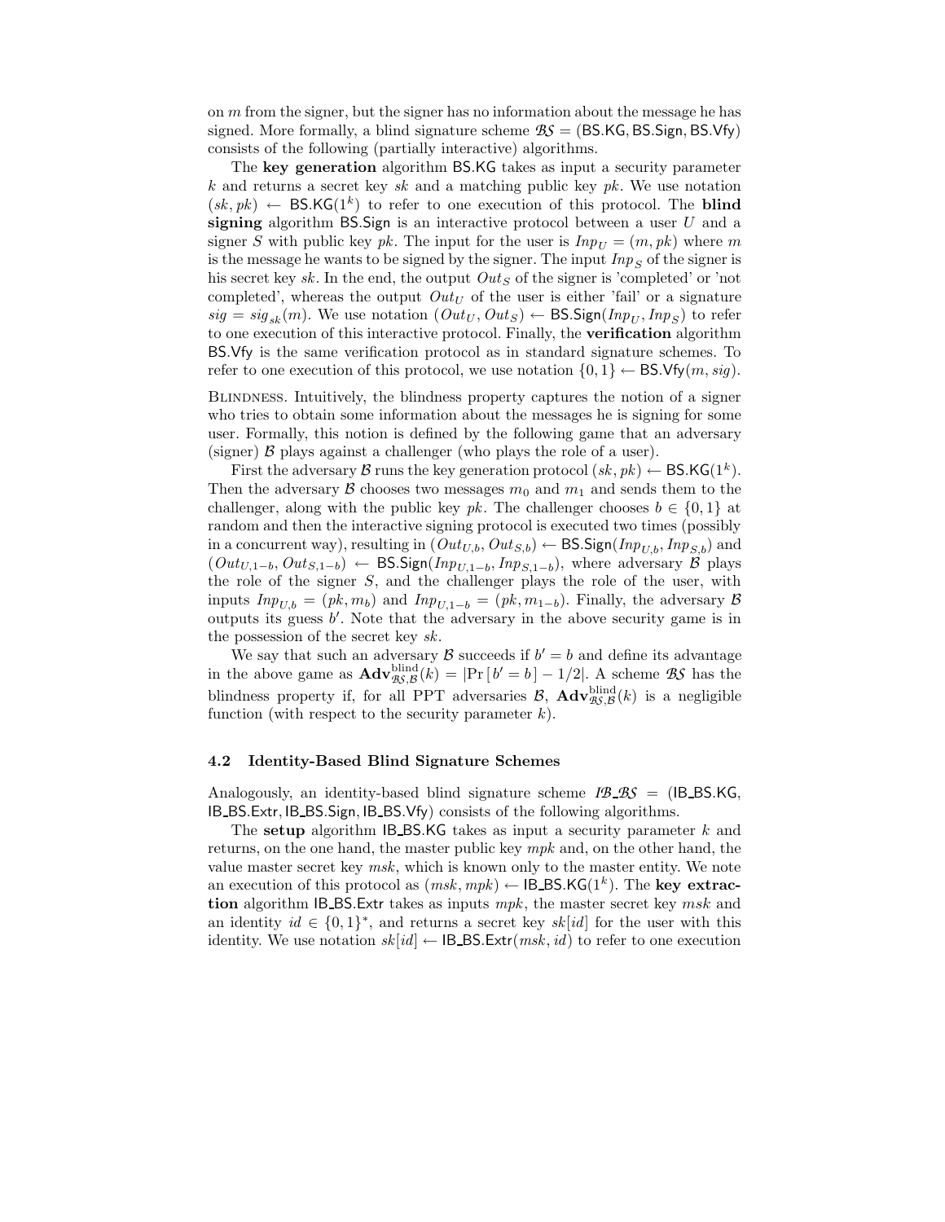on $m$ from the signer, but the signer has no information about the message he has signed. More formally, a blind signature scheme $\mathcal{BS} = (\mathsf{BS.KG}, \mathsf{BS.Sign}, \mathsf{BS.Vfy})$ consists of the following (partially interactive) algorithms.

The **key generation** algorithm $\mathsf{BS.KG}$ takes as input a security parameter $k$ and returns a secret key $sk$ and a matching public key $pk$. We use notation $(sk, pk) \leftarrow \mathsf{BS.KG}(1^k)$ to refer to one execution of this protocol. The **blind signing** algorithm $\mathsf{BS.Sign}$ is an interactive protocol between a user $U$ and a signer $S$ with public key $pk$. The input for the user is $Inp_U = (m, pk)$ where $m$ is the message he wants to be signed by the signer. The input $Inp_S$ of the signer is his secret key $sk$. In the end, the output $Out_S$ of the signer is 'completed' or 'not completed', whereas the output $Out_U$ of the user is either 'fail' or a signature $sig = sig_{sk}(m)$. We use notation $(Out_U, Out_S) \leftarrow \mathsf{BS.Sign}(Inp_U, Inp_S)$ to refer to one execution of this interactive protocol. Finally, the **verification** algorithm $\mathsf{BS.Vfy}$ is the same verification protocol as in standard signature schemes. To refer to one execution of this protocol, we use notation $\{0, 1\} \leftarrow \mathsf{BS.Vfy}(m, sig)$.

Blindness. Intuitively, the blindness property captures the notion of a signer who tries to obtain some information about the messages he is signing for some user. Formally, this notion is defined by the following game that an adversary (signer) $\mathcal{B}$ plays against a challenger (who plays the role of a user).

First the adversary $\mathcal{B}$ runs the key generation protocol $(sk, pk) \leftarrow \mathsf{BS.KG}(1^k)$. Then the adversary $\mathcal{B}$ chooses two messages $m_0$ and $m_1$ and sends them to the challenger, along with the public key $pk$. The challenger chooses $b \in \{0, 1\}$ at random and then the interactive signing protocol is executed two times (possibly in a concurrent way), resulting in $(Out_{U,b}, Out_{S,b}) \leftarrow \mathsf{BS.Sign}(Inp_{U,b}, Inp_{S,b})$ and $(Out_{U,1-b}, Out_{S,1-b}) \leftarrow \mathsf{BS.Sign}(Inp_{U,1-b}, Inp_{S,1-b})$, where adversary $\mathcal{B}$ plays the role of the signer $S$, and the challenger plays the role of the user, with inputs $Inp_{U,b} = (pk, m_b)$ and $Inp_{U,1-b} = (pk, m_{1-b})$. Finally, the adversary $\mathcal{B}$ outputs its guess $b'$. Note that the adversary in the above security game is in the possession of the secret key $sk$.

We say that such an adversary $\mathcal{B}$ succeeds if $b' = b$ and define its advantage in the above game as $\mathbf{Adv}^{\text{blind}}_{\mathcal{BS},\mathcal{B}}(k) = |\Pr[b' = b] - 1/2|$. A scheme $\mathcal{BS}$ has the blindness property if, for all PPT adversaries $\mathcal{B}$, $\mathbf{Adv}^{\text{blind}}_{\mathcal{BS},\mathcal{B}}(k)$ is a negligible function (with respect to the security parameter $k$).

### 4.2 Identity-Based Blind Signature Schemes

Analogously, an identity-based blind signature scheme $\mathcal{IB\_BS} = (\mathsf{IB\_BS.KG}, \mathsf{IB\_BS.Extr}, \mathsf{IB\_BS.Sign}, \mathsf{IB\_BS.Vfy})$ consists of the following algorithms.

The **setup** algorithm $\mathsf{IB\_BS.KG}$ takes as input a security parameter $k$ and returns, on the one hand, the master public key $mpk$ and, on the other hand, the value master secret key $msk$, which is known only to the master entity. We note an execution of this protocol as $(msk, mpk) \leftarrow \mathsf{IB\_BS.KG}(1^k)$. The **key extraction** algorithm $\mathsf{IB\_BS.Extr}$ takes as inputs $mpk$, the master secret key $msk$ and an identity $id \in \{0, 1\}^*$, and returns a secret key $sk[id]$ for the user with this identity. We use notation $sk[id] \leftarrow \mathsf{IB\_BS.Extr}(msk, id)$ to refer to one execution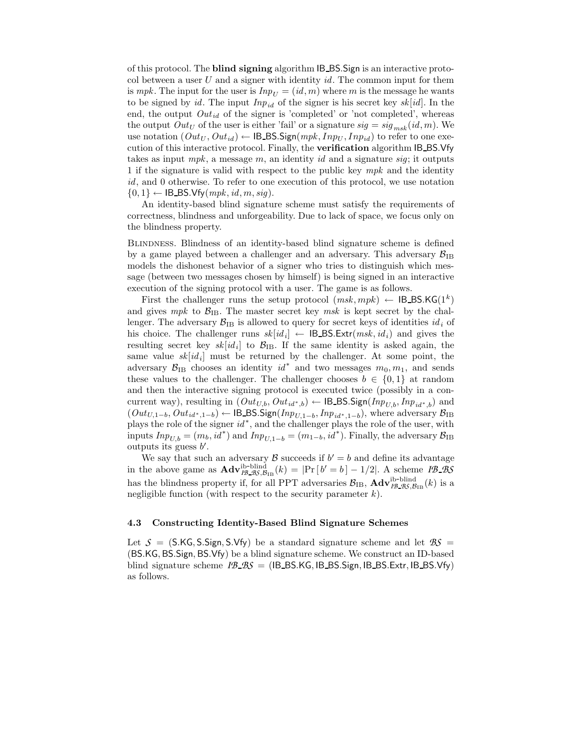of this protocol. The **blind signing** algorithm $\mathsf{IB\_BS.Sign}$ is an interactive protocol between a user $U$ and a signer with identity $id$. The common input for them is $mpk$. The input for the user is $Inp_U = (id, m)$ where $m$ is the message he wants to be signed by $id$. The input $Inp_{id}$ of the signer is his secret key $sk[id]$. In the end, the output $Out_{id}$ of the signer is 'completed' or 'not completed', whereas the output $Out_U$ of the user is either 'fail' or a signature $sig = sig_{msk}(id, m)$. We use notation $(Out_U, Out_{id}) \leftarrow \mathsf{IB\_BS.Sign}(mpk, Inp_U, Inp_{id})$ to refer to one execution of this interactive protocol. Finally, the **verification** algorithm $\mathsf{IB\_BS.Vfy}$ takes as input $mpk$, a message $m$, an identity $id$ and a signature $sig$; it outputs 1 if the signature is valid with respect to the public key $mpk$ and the identity $id$, and 0 otherwise. To refer to one execution of this protocol, we use notation $\{0, 1\} \leftarrow \mathsf{IB\_BS.Vfy}(mpk, id, m, sig)$.

An identity-based blind signature scheme must satisfy the requirements of correctness, blindness and unforgeability. Due to lack of space, we focus only on the blindness property.

Blindness. Blindness of an identity-based blind signature scheme is defined by a game played between a challenger and an adversary. This adversary $\mathcal{B}_{\mathrm{IB}}$ models the dishonest behavior of a signer who tries to distinguish which message (between two messages chosen by himself) is being signed in an interactive execution of the signing protocol with a user. The game is as follows.

First the challenger runs the setup protocol $(msk, mpk) \leftarrow \mathsf{IB\_BS.KG}(1^k)$ and gives $mpk$ to $\mathcal{B}_{\mathrm{IB}}$. The master secret key $msk$ is kept secret by the challenger. The adversary $\mathcal{B}_{\mathrm{IB}}$ is allowed to query for secret keys of identities $id_i$ of his choice. The challenger runs $sk[id_i] \leftarrow \mathsf{IB\_BS.Extr}(msk, id_i)$ and gives the resulting secret key $sk[id_i]$ to $\mathcal{B}_{\mathrm{IB}}$. If the same identity is asked again, the same value $sk[id_i]$ must be returned by the challenger. At some point, the adversary $\mathcal{B}_{\mathrm{IB}}$ chooses an identity $id^*$ and two messages $m_0, m_1$, and sends these values to the challenger. The challenger chooses $b \in \{0, 1\}$ at random and then the interactive signing protocol is executed twice (possibly in a concurrent way), resulting in $(Out_{U,b}, Out_{id^*,b}) \leftarrow \mathsf{IB\_BS.Sign}(Inp_{U,b}, Inp_{id^*,b})$ and $(Out_{U,1-b}, Out_{id^*,1-b}) \leftarrow \mathsf{IB\_BS.Sign}(Inp_{U,1-b}, Inp_{id^*,1-b})$, where adversary $\mathcal{B}_{\mathrm{IB}}$ plays the role of the signer $id^*$, and the challenger plays the role of the user, with inputs $Inp_{U,b} = (m_b, id^*)$ and $Inp_{U,1-b} = (m_{1-b}, id^*)$. Finally, the adversary $\mathcal{B}_{\mathrm{IB}}$ outputs its guess $b'$.

We say that such an adversary $\mathcal{B}$ succeeds if $b' = b$ and define its advantage in the above game as $\mathbf{Adv}^{\text{ib-blind}}_{\mathcal{IB\_BS},\mathcal{B}_{\mathrm{IB}}}(k) = |\Pr[\, b' = b\,] - 1/2|$. A scheme $\mathcal{IB\_BS}$ has the blindness property if, for all PPT adversaries $\mathcal{B}_{\mathrm{IB}}$, $\mathbf{Adv}^{\text{ib-blind}}_{\mathcal{IB\_BS},\mathcal{B}_{\mathrm{IB}}}(k)$ is a negligible function (with respect to the security parameter $k$).

### 4.3 Constructing Identity-Based Blind Signature Schemes

Let $\mathcal{S} = (\mathsf{S.KG}, \mathsf{S.Sign}, \mathsf{S.Vfy})$ be a standard signature scheme and let $\mathcal{BS} = (\mathsf{BS.KG}, \mathsf{BS.Sign}, \mathsf{BS.Vfy})$ be a blind signature scheme. We construct an ID-based blind signature scheme $\mathcal{IB\_BS} = (\mathsf{IB\_BS.KG}, \mathsf{IB\_BS.Sign}, \mathsf{IB\_BS.Extr}, \mathsf{IB\_BS.Vfy})$ as follows.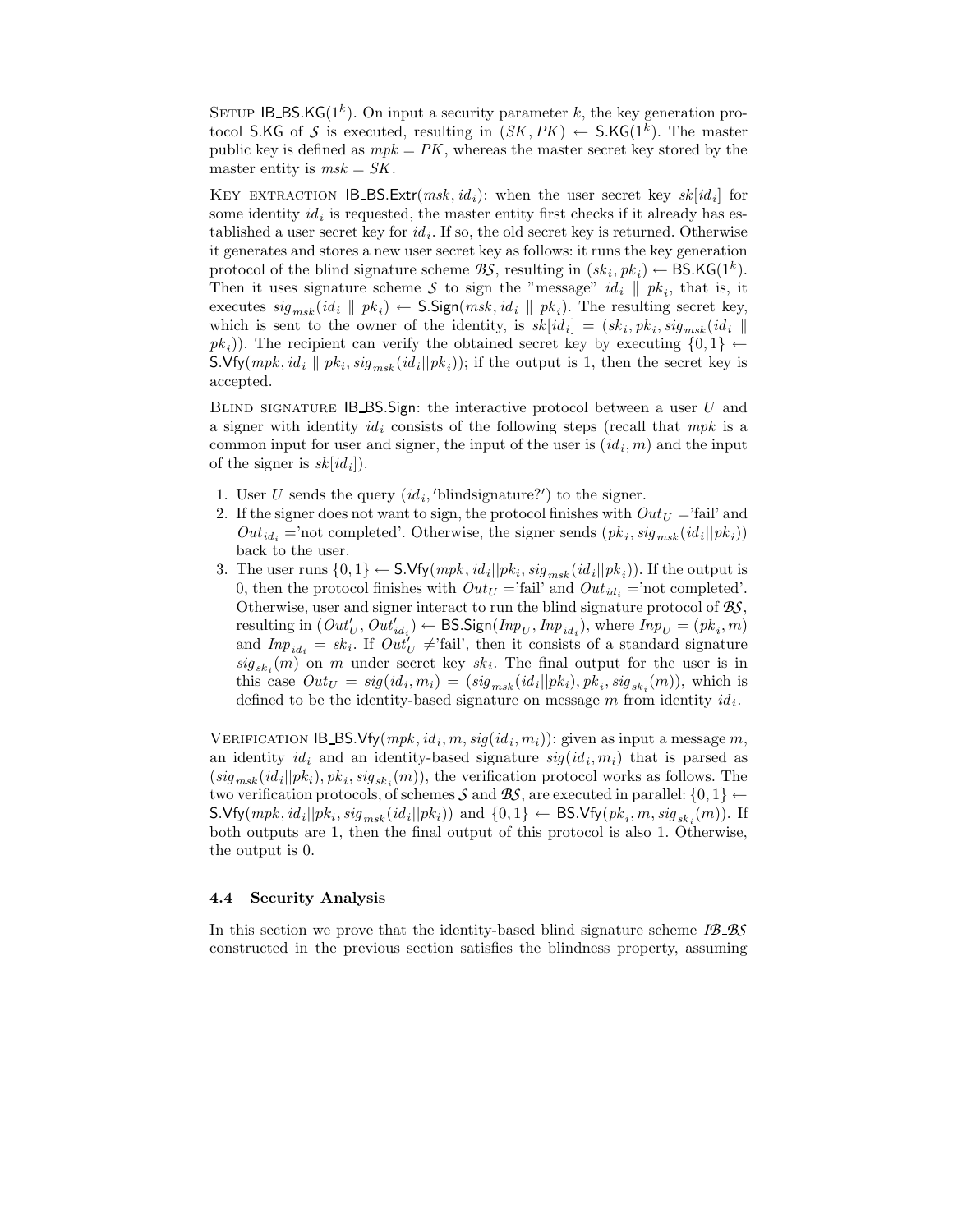SETUP $\mathsf{IB\_BS.KG}(1^k)$. On input a security parameter $k$, the key generation protocol $\mathsf{S.KG}$ of $\mathcal{S}$ is executed, resulting in $(SK, PK) \leftarrow \mathsf{S.KG}(1^k)$. The master public key is defined as $mpk = PK$, whereas the master secret key stored by the master entity is $msk = SK$.

KEY EXTRACTION $\mathsf{IB\_BS.Extr}(msk, id_i)$: when the user secret key $sk[id_i]$ for some identity $id_i$ is requested, the master entity first checks if it already has established a user secret key for $id_i$. If so, the old secret key is returned. Otherwise it generates and stores a new user secret key as follows: it runs the key generation protocol of the blind signature scheme $\mathcal{BS}$, resulting in $(sk_i, pk_i) \leftarrow \mathsf{BS.KG}(1^k)$. Then it uses signature scheme $\mathcal{S}$ to sign the "message" $id_i \parallel pk_i$, that is, it executes $sig_{msk}(id_i \parallel pk_i) \leftarrow \mathsf{S.Sign}(msk, id_i \parallel pk_i)$. The resulting secret key, which is sent to the owner of the identity, is $sk[id_i] = (sk_i, pk_i, sig_{msk}(id_i \parallel pk_i))$. The recipient can verify the obtained secret key by executing $\{0,1\} \leftarrow \mathsf{S.Vfy}(mpk, id_i \parallel pk_i, sig_{msk}(id_i||pk_i))$; if the output is 1, then the secret key is accepted.

BLIND SIGNATURE $\mathsf{IB\_BS.Sign}$: the interactive protocol between a user $U$ and a signer with identity $id_i$ consists of the following steps (recall that $mpk$ is a common input for user and signer, the input of the user is $(id_i, m)$ and the input of the signer is $sk[id_i]$).

1. User $U$ sends the query $(id_i, \text{'blindsignature?'})$ to the signer.
2. If the signer does not want to sign, the protocol finishes with $Out_U =$'fail' and $Out_{id_i} =$'not completed'. Otherwise, the signer sends $(pk_i, sig_{msk}(id_i||pk_i))$ back to the user.
3. The user runs $\{0,1\} \leftarrow \mathsf{S.Vfy}(mpk, id_i||pk_i, sig_{msk}(id_i||pk_i))$. If the output is 0, then the protocol finishes with $Out_U =$'fail' and $Out_{id_i} =$'not completed'. Otherwise, user and signer interact to run the blind signature protocol of $\mathcal{BS}$, resulting in $(Out'_U, Out'_{id_i}) \leftarrow \mathsf{BS.Sign}(Inp_U, Inp_{id_i})$, where $Inp_U = (pk_i, m)$ and $Inp_{id_i} = sk_i$. If $Out'_U \neq$'fail', then it consists of a standard signature $sig_{sk_i}(m)$ on $m$ under secret key $sk_i$. The final output for the user is in this case $Out_U = sig(id_i, m_i) = (sig_{msk}(id_i||pk_i), pk_i, sig_{sk_i}(m))$, which is defined to be the identity-based signature on message $m$ from identity $id_i$.

VERIFICATION $\mathsf{IB\_BS.Vfy}(mpk, id_i, m, sig(id_i, m_i))$: given as input a message $m$, an identity $id_i$ and an identity-based signature $sig(id_i, m_i)$ that is parsed as $(sig_{msk}(id_i||pk_i), pk_i, sig_{sk_i}(m))$, the verification protocol works as follows. The two verification protocols, of schemes $\mathcal{S}$ and $\mathcal{BS}$, are executed in parallel: $\{0,1\} \leftarrow \mathsf{S.Vfy}(mpk, id_i||pk_i, sig_{msk}(id_i||pk_i))$ and $\{0,1\} \leftarrow \mathsf{BS.Vfy}(pk_i, m, sig_{sk_i}(m))$. If both outputs are 1, then the final output of this protocol is also 1. Otherwise, the output is 0.

### 4.4 Security Analysis

In this section we prove that the identity-based blind signature scheme $\mathcal{IB\_BS}$ constructed in the previous section satisfies the blindness property, assuming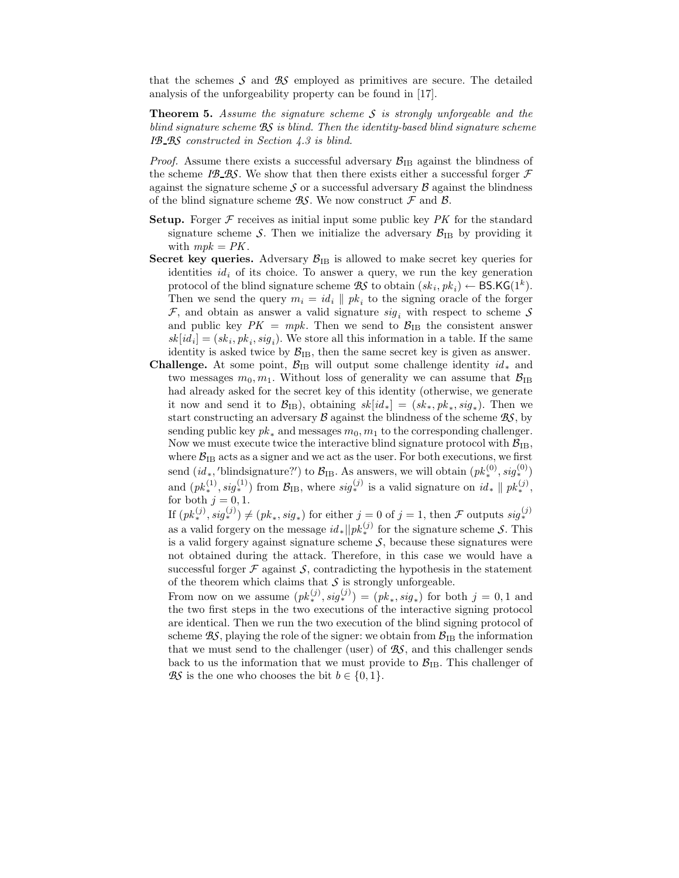that the schemes $\mathcal{S}$ and $\mathcal{BS}$ employed as primitives are secure. The detailed analysis of the unforgeability property can be found in [17].

**Theorem 5.** *Assume the signature scheme $\mathcal{S}$ is strongly unforgeable and the blind signature scheme $\mathcal{BS}$ is blind. Then the identity-based blind signature scheme $\mathcal{IB\_BS}$ constructed in Section 4.3 is blind.*

*Proof.* Assume there exists a successful adversary $\mathcal{B}_{\text{IB}}$ against the blindness of the scheme $\mathcal{IB\_BS}$. We show that then there exists either a successful forger $\mathcal{F}$ against the signature scheme $\mathcal{S}$ or a successful adversary $\mathcal{B}$ against the blindness of the blind signature scheme $\mathcal{BS}$. We now construct $\mathcal{F}$ and $\mathcal{B}$.

**Setup.** Forger $\mathcal{F}$ receives as initial input some public key $PK$ for the standard signature scheme $\mathcal{S}$. Then we initialize the adversary $\mathcal{B}_{\text{IB}}$ by providing it with $mpk = PK$.

**Secret key queries.** Adversary $\mathcal{B}_{\text{IB}}$ is allowed to make secret key queries for identities $id_i$ of its choice. To answer a query, we run the key generation protocol of the blind signature scheme $\mathcal{BS}$ to obtain $(sk_i, pk_i) \leftarrow \mathsf{BS.KG}(1^k)$. Then we send the query $m_i = id_i \parallel pk_i$ to the signing oracle of the forger $\mathcal{F}$, and obtain as answer a valid signature $sig_i$ with respect to scheme $\mathcal{S}$ and public key $PK = mpk$. Then we send to $\mathcal{B}_{\text{IB}}$ the consistent answer $sk[id_i] = (sk_i, pk_i, sig_i)$. We store all this information in a table. If the same identity is asked twice by $\mathcal{B}_{\text{IB}}$, then the same secret key is given as answer.

**Challenge.** At some point, $\mathcal{B}_{\text{IB}}$ will output some challenge identity $id_*$ and two messages $m_0, m_1$. Without loss of generality we can assume that $\mathcal{B}_{\text{IB}}$ had already asked for the secret key of this identity (otherwise, we generate it now and send it to $\mathcal{B}_{\text{IB}}$), obtaining $sk[id_*] = (sk_*, pk_*, sig_*)$. Then we start constructing an adversary $\mathcal{B}$ against the blindness of the scheme $\mathcal{BS}$, by sending public key $pk_*$ and messages $m_0, m_1$ to the corresponding challenger. Now we must execute twice the interactive blind signature protocol with $\mathcal{B}_{\text{IB}}$, where $\mathcal{B}_{\text{IB}}$ acts as a signer and we act as the user. For both executions, we first send $(id_*, \text{'blindsignature?'})$ to $\mathcal{B}_{\text{IB}}$. As answers, we will obtain $(pk_*^{(0)}, sig_*^{(0)})$ and $(pk_*^{(1)}, sig_*^{(1)})$ from $\mathcal{B}_{\text{IB}}$, where $sig_*^{(j)}$ is a valid signature on $id_* \parallel pk_*^{(j)}$, for both $j = 0, 1$.

If $(pk_*^{(j)}, sig_*^{(j)}) \neq (pk_*, sig_*)$ for either $j = 0$ of $j = 1$, then $\mathcal{F}$ outputs $sig_*^{(j)}$ as a valid forgery on the message $id_* || pk_*^{(j)}$ for the signature scheme $\mathcal{S}$. This is a valid forgery against signature scheme $\mathcal{S}$, because these signatures were not obtained during the attack. Therefore, in this case we would have a successful forger $\mathcal{F}$ against $\mathcal{S}$, contradicting the hypothesis in the statement of the theorem which claims that $\mathcal{S}$ is strongly unforgeable.

From now on we assume $(pk_*^{(j)}, sig_*^{(j)}) = (pk_*, sig_*)$ for both $j = 0, 1$ and the two first steps in the two executions of the interactive signing protocol are identical. Then we run the two execution of the blind signing protocol of scheme $\mathcal{BS}$, playing the role of the signer: we obtain from $\mathcal{B}_{\text{IB}}$ the information that we must send to the challenger (user) of $\mathcal{BS}$, and this challenger sends back to us the information that we must provide to $\mathcal{B}_{\text{IB}}$. This challenger of $\mathcal{BS}$ is the one who chooses the bit $b \in \{0, 1\}$.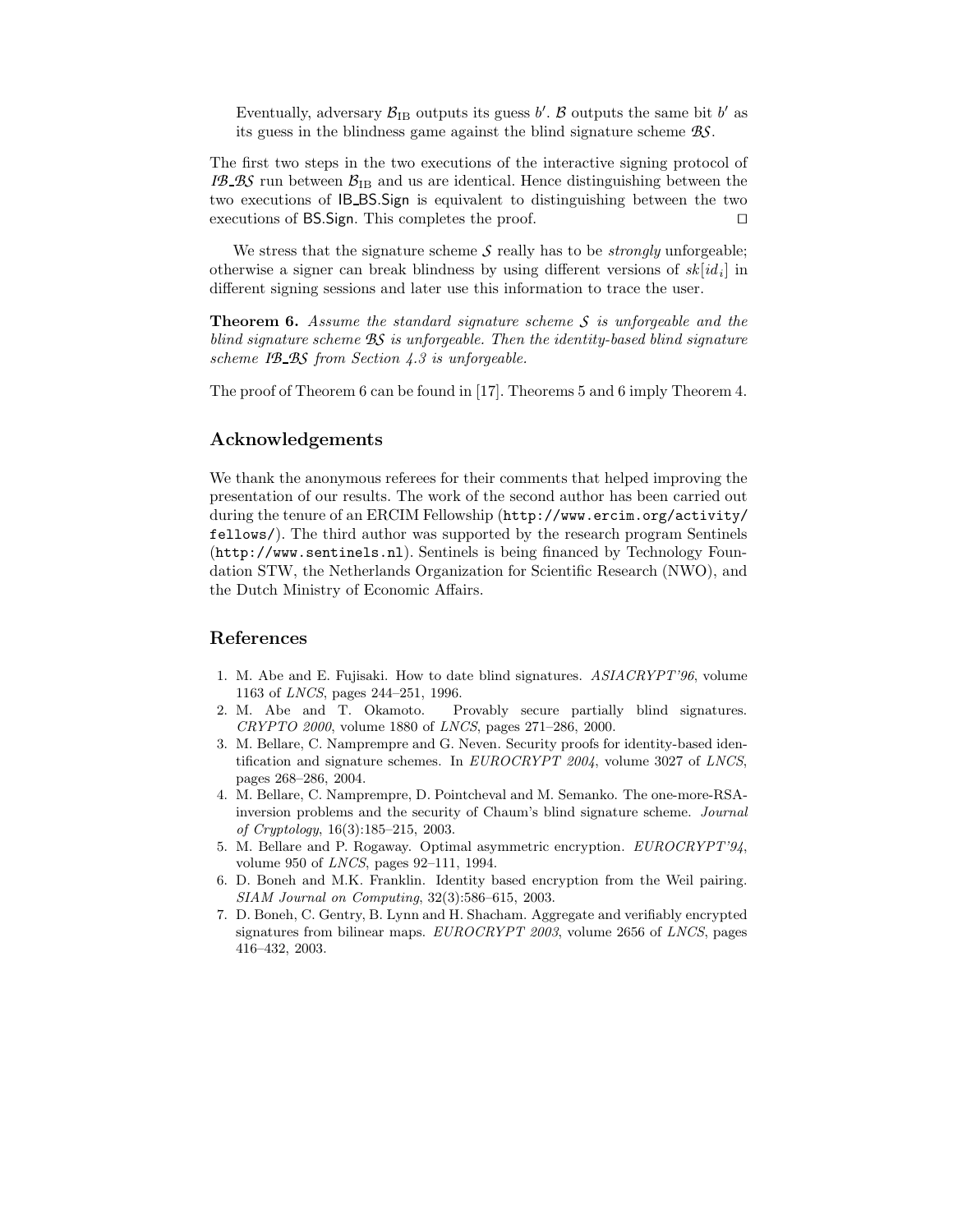Eventually, adversary $\mathcal{B}_{\mathrm{IB}}$ outputs its guess $b'$. $\mathcal{B}$ outputs the same bit $b'$ as its guess in the blindness game against the blind signature scheme $\mathcal{BS}$.

The first two steps in the two executions of the interactive signing protocol of $\mathcal{IB\_BS}$ run between $\mathcal{B}_{\mathrm{IB}}$ and us are identical. Hence distinguishing between the two executions of IB_BS.Sign is equivalent to distinguishing between the two executions of BS.Sign. This completes the proof. ☐

We stress that the signature scheme $\mathcal{S}$ really has to be *strongly* unforgeable; otherwise a signer can break blindness by using different versions of $sk[id_i]$ in different signing sessions and later use this information to trace the user.

**Theorem 6.** *Assume the standard signature scheme $\mathcal{S}$ is unforgeable and the blind signature scheme $\mathcal{BS}$ is unforgeable. Then the identity-based blind signature scheme $\mathcal{IB\_BS}$ from Section 4.3 is unforgeable.*

The proof of Theorem 6 can be found in [17]. Theorems 5 and 6 imply Theorem 4.

## Acknowledgements

We thank the anonymous referees for their comments that helped improving the presentation of our results. The work of the second author has been carried out during the tenure of an ERCIM Fellowship (http://www.ercim.org/activity/fellows/). The third author was supported by the research program Sentinels (http://www.sentinels.nl). Sentinels is being financed by Technology Foundation STW, the Netherlands Organization for Scientific Research (NWO), and the Dutch Ministry of Economic Affairs.

## References

1. M. Abe and E. Fujisaki. How to date blind signatures. *ASIACRYPT'96*, volume 1163 of *LNCS*, pages 244–251, 1996.
2. M. Abe and T. Okamoto. Provably secure partially blind signatures. *CRYPTO 2000*, volume 1880 of *LNCS*, pages 271–286, 2000.
3. M. Bellare, C. Namprempre and G. Neven. Security proofs for identity-based identification and signature schemes. In *EUROCRYPT 2004*, volume 3027 of *LNCS*, pages 268–286, 2004.
4. M. Bellare, C. Namprempre, D. Pointcheval and M. Semanko. The one-more-RSA-inversion problems and the security of Chaum's blind signature scheme. *Journal of Cryptology*, 16(3):185–215, 2003.
5. M. Bellare and P. Rogaway. Optimal asymmetric encryption. *EUROCRYPT'94*, volume 950 of *LNCS*, pages 92–111, 1994.
6. D. Boneh and M.K. Franklin. Identity based encryption from the Weil pairing. *SIAM Journal on Computing*, 32(3):586–615, 2003.
7. D. Boneh, C. Gentry, B. Lynn and H. Shacham. Aggregate and verifiably encrypted signatures from bilinear maps. *EUROCRYPT 2003*, volume 2656 of *LNCS*, pages 416–432, 2003.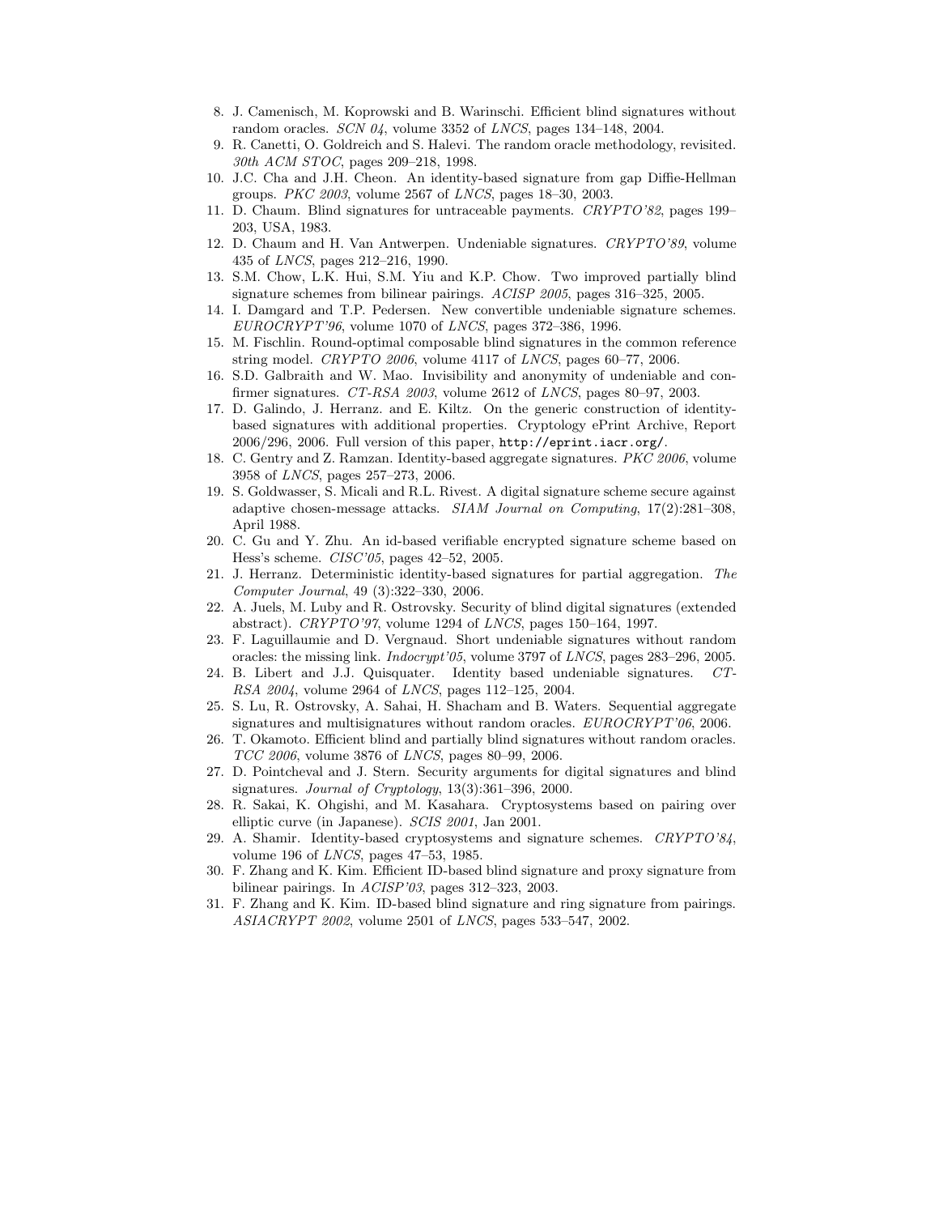8. J. Camenisch, M. Koprowski and B. Warinschi. Efficient blind signatures without random oracles. *SCN 04*, volume 3352 of *LNCS*, pages 134–148, 2004.
9. R. Canetti, O. Goldreich and S. Halevi. The random oracle methodology, revisited. *30th ACM STOC*, pages 209–218, 1998.
10. J.C. Cha and J.H. Cheon. An identity-based signature from gap Diffie-Hellman groups. *PKC 2003*, volume 2567 of *LNCS*, pages 18–30, 2003.
11. D. Chaum. Blind signatures for untraceable payments. *CRYPTO'82*, pages 199–203, USA, 1983.
12. D. Chaum and H. Van Antwerpen. Undeniable signatures. *CRYPTO'89*, volume 435 of *LNCS*, pages 212–216, 1990.
13. S.M. Chow, L.K. Hui, S.M. Yiu and K.P. Chow. Two improved partially blind signature schemes from bilinear pairings. *ACISP 2005*, pages 316–325, 2005.
14. I. Damgard and T.P. Pedersen. New convertible undeniable signature schemes. *EUROCRYPT'96*, volume 1070 of *LNCS*, pages 372–386, 1996.
15. M. Fischlin. Round-optimal composable blind signatures in the common reference string model. *CRYPTO 2006*, volume 4117 of *LNCS*, pages 60–77, 2006.
16. S.D. Galbraith and W. Mao. Invisibility and anonymity of undeniable and confirmer signatures. *CT-RSA 2003*, volume 2612 of *LNCS*, pages 80–97, 2003.
17. D. Galindo, J. Herranz. and E. Kiltz. On the generic construction of identity-based signatures with additional properties. Cryptology ePrint Archive, Report 2006/296, 2006. Full version of this paper, `http://eprint.iacr.org/`.
18. C. Gentry and Z. Ramzan. Identity-based aggregate signatures. *PKC 2006*, volume 3958 of *LNCS*, pages 257–273, 2006.
19. S. Goldwasser, S. Micali and R.L. Rivest. A digital signature scheme secure against adaptive chosen-message attacks. *SIAM Journal on Computing*, 17(2):281–308, April 1988.
20. C. Gu and Y. Zhu. An id-based verifiable encrypted signature scheme based on Hess's scheme. *CISC'05*, pages 42–52, 2005.
21. J. Herranz. Deterministic identity-based signatures for partial aggregation. *The Computer Journal*, 49 (3):322–330, 2006.
22. A. Juels, M. Luby and R. Ostrovsky. Security of blind digital signatures (extended abstract). *CRYPTO'97*, volume 1294 of *LNCS*, pages 150–164, 1997.
23. F. Laguillaumie and D. Vergnaud. Short undeniable signatures without random oracles: the missing link. *Indocrypt'05*, volume 3797 of *LNCS*, pages 283–296, 2005.
24. B. Libert and J.J. Quisquater. Identity based undeniable signatures. *CT-RSA 2004*, volume 2964 of *LNCS*, pages 112–125, 2004.
25. S. Lu, R. Ostrovsky, A. Sahai, H. Shacham and B. Waters. Sequential aggregate signatures and multisignatures without random oracles. *EUROCRYPT'06*, 2006.
26. T. Okamoto. Efficient blind and partially blind signatures without random oracles. *TCC 2006*, volume 3876 of *LNCS*, pages 80–99, 2006.
27. D. Pointcheval and J. Stern. Security arguments for digital signatures and blind signatures. *Journal of Cryptology*, 13(3):361–396, 2000.
28. R. Sakai, K. Ohgishi, and M. Kasahara. Cryptosystems based on pairing over elliptic curve (in Japanese). *SCIS 2001*, Jan 2001.
29. A. Shamir. Identity-based cryptosystems and signature schemes. *CRYPTO'84*, volume 196 of *LNCS*, pages 47–53, 1985.
30. F. Zhang and K. Kim. Efficient ID-based blind signature and proxy signature from bilinear pairings. In *ACISP'03*, pages 312–323, 2003.
31. F. Zhang and K. Kim. ID-based blind signature and ring signature from pairings. *ASIACRYPT 2002*, volume 2501 of *LNCS*, pages 533–547, 2002.